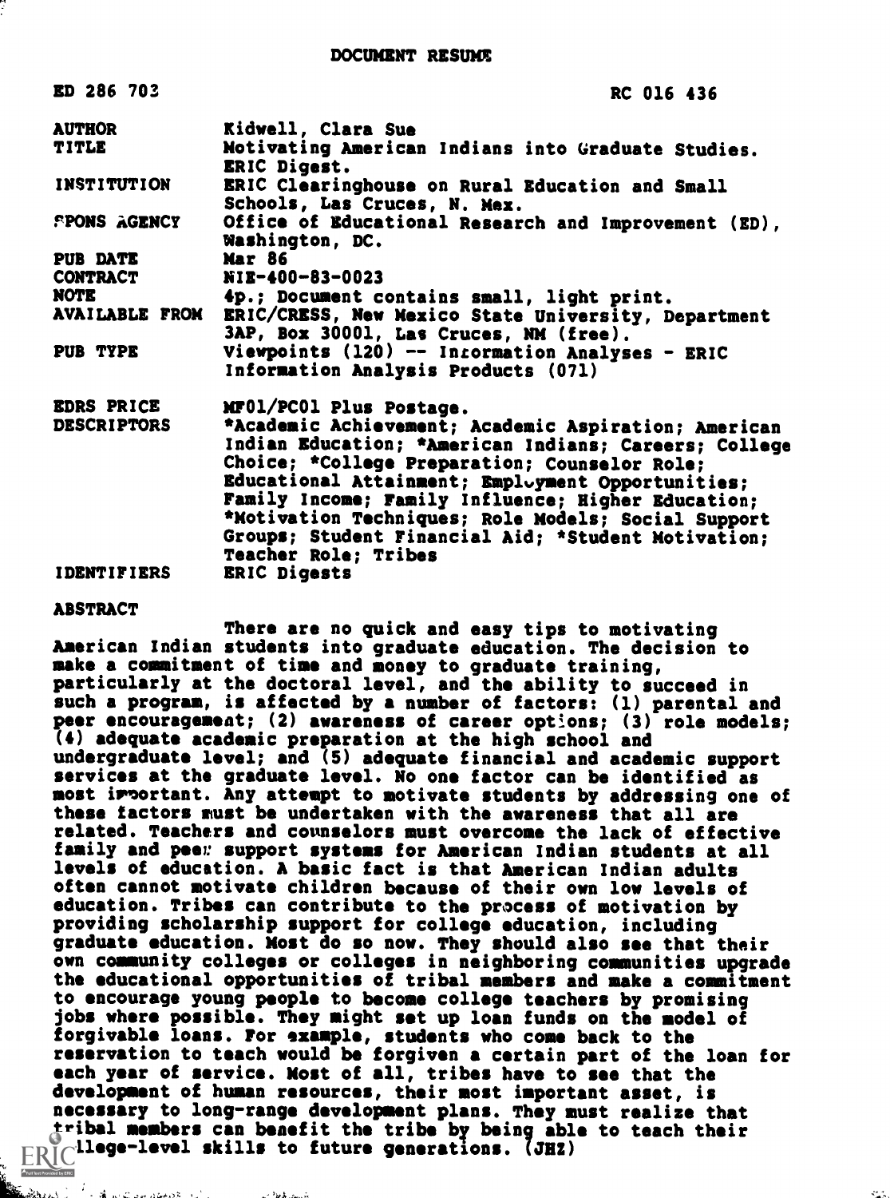# DOCUMENT RESUME

| | |
|---|---|
| ED 286 703 | RC 016 436 |
| AUTHOR | Kidwell, Clara Sue |
| TITLE | Motivating American Indians into Graduate Studies. ERIC Digest. |
| INSTITUTION | ERIC Clearinghouse on Rural Education and Small Schools, Las Cruces, N. Mex. |
| SPONS AGENCY | Office of Educational Research and Improvement (ED), Washington, DC. |
| PUB DATE | Mar 86 |
| CONTRACT | NIE-400-83-0023 |
| NOTE | 4p.; Document contains small, light print. |
| AVAILABLE FROM | ERIC/CRESS, New Mexico State University, Department 3AP, Box 30001, Las Cruces, NM (free). |
| PUB TYPE | Viewpoints (120) -- Information Analyses - ERIC Information Analysis Products (071) |
| EDRS PRICE | MF01/PC01 Plus Postage. |
| DESCRIPTORS | *Academic Achievement; Academic Aspiration; American Indian Education; *American Indians; Careers; College Choice; *College Preparation; Counselor Role; Educational Attainment; Employment Opportunities; Family Income; Family Influence; Higher Education; *Motivation Techniques; Role Models; Social Support Groups; Student Financial Aid; *Student Motivation; Teacher Role; Tribes |
| IDENTIFIERS | ERIC Digests |

## ABSTRACT

There are no quick and easy tips to motivating American Indian students into graduate education. The decision to make a commitment of time and money to graduate training, particularly at the doctoral level, and the ability to succeed in such a program, is affected by a number of factors: (1) parental and peer encouragement; (2) awareness of career options; (3) role models; (4) adequate academic preparation at the high school and undergraduate level; and (5) adequate financial and academic support services at the graduate level. No one factor can be identified as most important. Any attempt to motivate students by addressing one of these factors must be undertaken with the awareness that all are related. Teachers and counselors must overcome the lack of effective family and peer support systems for American Indian students at all levels of education. A basic fact is that American Indian adults often cannot motivate children because of their own low levels of education. Tribes can contribute to the process of motivation by providing scholarship support for college education, including graduate education. Most do so now. They should also see that their own community colleges or colleges in neighboring communities upgrade the educational opportunities of tribal members and make a commitment to encourage young people to become college teachers by promising jobs where possible. They might set up loan funds on the model of forgivable loans. For example, students who come back to the reservation to teach would be forgiven a certain part of the loan for each year of service. Most of all, tribes have to see that the development of human resources, their most important asset, is necessary to long-range development plans. They must realize that tribal members can benefit the tribe by being able to teach their college-level skills to future generations. (JHZ)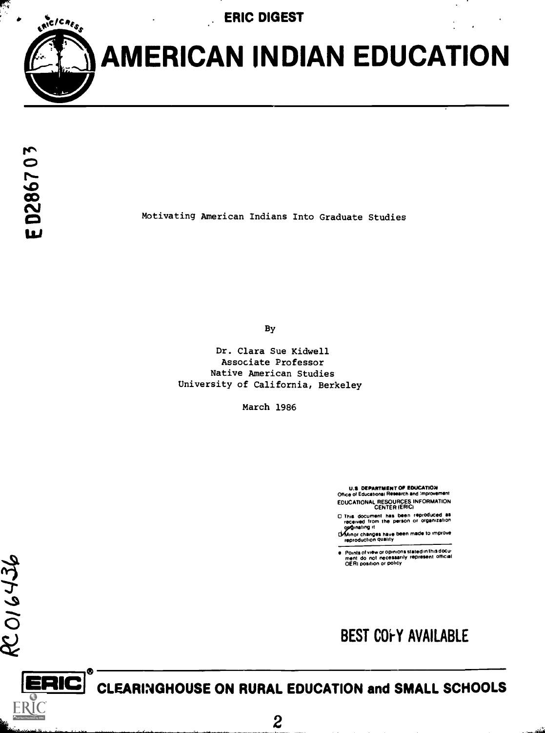ERIC DIGEST

# AMERICAN INDIAN EDUCATION

ED286703

Motivating American Indians Into Graduate Studies

By

Dr. Clara Sue Kidwell
Associate Professor
Native American Studies
University of California, Berkeley

March 1986

U.S. DEPARTMENT OF EDUCATION
Office of Educational Research and Improvement
EDUCATIONAL RESOURCES INFORMATION CENTER (ERIC)

- This document has been reproduced as received from the person or organization originating it
- Minor changes have been made to improve reproduction quality

- Points of view or opinions stated in this document do not necessarily represent official OERI position or policy

RC016436

BEST COPY AVAILABLE

ERIC CLEARINGHOUSE ON RURAL EDUCATION and SMALL SCHOOLS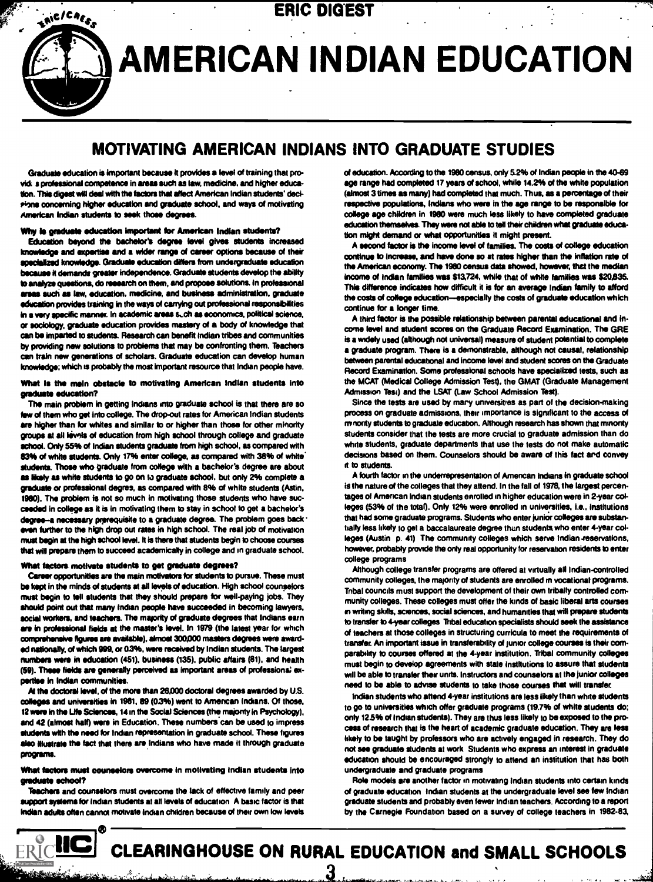ERIC DIGEST

# AMERICAN INDIAN EDUCATION

## MOTIVATING AMERICAN INDIANS INTO GRADUATE STUDIES

Graduate education is important because it provides a level of training that provides a professional competence in areas such as law, medicine, and higher education. This digest will deal with the factors that affect American Indian students' decisions concerning higher education and graduate school, and ways of motivating American Indian students to seek those degrees.

### Why is graduate education important for American Indian students?

Education beyond the bachelor's degree level gives students increased knowledge and expertise and a wider range of career options because of their specialized knowledge. Graduate education differs from undergraduate education because it demands greater independence. Graduate students develop the ability to analyze questions, do research on them, and propose solutions. In professional areas such as law, education, medicine, and business administration, graduate education provides training in the ways of carrying out professional responsibilities in a very specific manner. In academic areas such as economics, political science, or sociology, graduate education provides mastery of a body of knowledge that can be imparted to students. Research can benefit Indian tribes and communities by providing new solutions to problems that may be confronting them. Teachers can train new generations of scholars. Graduate education can develop human knowledge; which is probably the most important resource that Indian people have.

### What is the main obstacle to motivating American Indian students into graduate education?

The main problem in getting Indians into graduate school is that there are so few of them who get into college. The drop-out rates for American Indian students are higher than for whites and similar to or higher than those for other minority groups at all levels of education from high school through college and graduate school. Only 55% of Indian students graduate from high school, as compared with 83% of white students. Only 17% enter college, as compared with 38% of white students. Those who graduate from college with a bachelor's degree are about as likely as white students to go on to graduate school, but only 2% complete a graduate or professional degree, as compared with 8% of white students (Astin, 1980). The problem is not so much in motivating those students who have succeeded in college as it is in motivating them to stay in school to get a bachelor's degree—a necessary prerequisite to a graduate degree. The problem goes back even further to the high drop out rates in high school. The real job of motivation must begin at the high school level. It is there that students begin to choose courses that will prepare them to succeed academically in college and in graduate school.

### What factors motivate students to get graduate degrees?

Career opportunities are the main motivators for students to pursue. These must be kept in the minds of students at all levels of education. High school counselors must begin to tell students that they should prepare for well-paying jobs. They should point out that many Indian people have succeeded in becoming lawyers, social workers, and teachers. The majority of graduate degrees that Indians earn are in professional fields at the master's level. In 1979 (the latest year for which comprehensive figures are available), almost 300,000 masters degrees were awarded nationally, of which 999, or 0.3%, were received by Indian students. The largest numbers were in education (451), business (135), public affairs (81), and health (59). These fields are generally perceived as important areas of professional expertise in Indian communities.

At the doctoral level, of the more than 26,000 doctoral degrees awarded by U.S. colleges and universities in 1981, 89 (0.3%) went to American Indians. Of those, 12 were in the Life Sciences, 14 in the Social Sciences (the majority in Psychology), and 42 (almost half) were in Education. These numbers can be used to impress students with the need for Indian representation in graduate school. These figures also illustrate the fact that there are Indians who have made it through graduate programs.

### What factors must counselors overcome in motivating Indian students into graduate school?

Teachers and counselors must overcome the lack of effective family and peer support systems for Indian students at all levels of education. A basic factor is that Indian adults often cannot motivate Indian children because of their own low levels of education. According to the 1980 census, only 5.2% of Indian people in the 40-69 age range had completed 17 years of school, while 14.2% of the white population (almost 3 times as many) had completed that much. Thus, as a percentage of their respective populations, Indians who were in the age range to be responsible for college age children in 1980 were much less likely to have completed graduate education themselves. They were not able to tell their children what graduate education might demand or what opportunities it might present.

A second factor is the income level of families. The costs of college education continue to increase, and have done so at rates higher than the inflation rate of the American economy. The 1980 census data showed, however, that the median income of Indian families was $13,724, while that of white families was $20,835. This difference indicates how difficult it is for an average Indian family to afford the costs of college education—especially the costs of graduate education which continue for a longer time.

A third factor is the possible relationship between parental educational and income level and student scores on the Graduate Record Examination. The GRE is a widely used (although not universal) measure of student potential to complete a graduate program. There is a demonstrable, although not causal, relationship between parental educational and income level and student scores on the Graduate Record Examination. Some professional schools have specialized tests, such as the MCAT (Medical College Admission Test), the GMAT (Graduate Management Admission Test) and the LSAT (Law School Admission Test).

Since the tests are used by many universities as part of the decision-making process on graduate admissions, their importance is significant to the access of minority students to graduate education. Although research has shown that minority students consider that the tests are more crucial to graduate admission than do white students, graduate departments that use the tests do not make automatic decisions based on them. Counselors should be aware of this fact and convey it to students.

A fourth factor in the underrepresentation of American Indians in graduate school is the nature of the colleges that they attend. In the fall of 1978, the largest percentages of American Indian students enrolled in higher education were in 2-year colleges (53% of the total). Only 12% were enrolled in universities, i.e., institutions that had some graduate programs. Students who enter junior colleges are substantially less likely to get a baccalaureate degree than students who enter 4-year colleges (Austin p. 41) The community colleges which serve Indian reservations, however, probably provide the only real opportunity for reservation residents to enter college programs

Although college transfer programs are offered at virtually all Indian-controlled community colleges, the majority of students are enrolled in vocational programs. Tribal councils must support the development of their own tribally controlled community colleges. These colleges must offer the kinds of basic liberal arts courses in writing skills, sciences, social sciences, and humanities that will prepare students to transfer to 4-year colleges Tribal education specialists should seek the assistance of teachers at those colleges in structuring curricula to meet the requirements of transfer. An important issue in transferability of junior college courses is their comparability to courses offered at the 4-year institution. Tribal community colleges must begin to develop agreements with state institutions to assure that students will be able to transfer their units. Instructors and counselors at the junior colleges need to be able to advise students to take those courses that will transfer.

Indian students who attend 4-year institutions are less likely than white students to go to universities which offer graduate programs (19.7% of white students do; only 12.5% of Indian students). They are thus less likely to be exposed to the process of research that is the heart of academic graduate education. They are less likely to be taught by professors who are actively engaged in research. They do not see graduate students at work Students who express an interest in graduate education should be encouraged strongly to attend an institution that has both undergraduate and graduate programs

Role models are another factor in motivating Indian students into certain kinds of graduate education Indian students at the undergraduate level see few Indian graduate students and probably even fewer Indian teachers. According to a report by the Carnegie Foundation based on a survey of college teachers in 1982-83,

CLEARINGHOUSE ON RURAL EDUCATION and SMALL SCHOOLS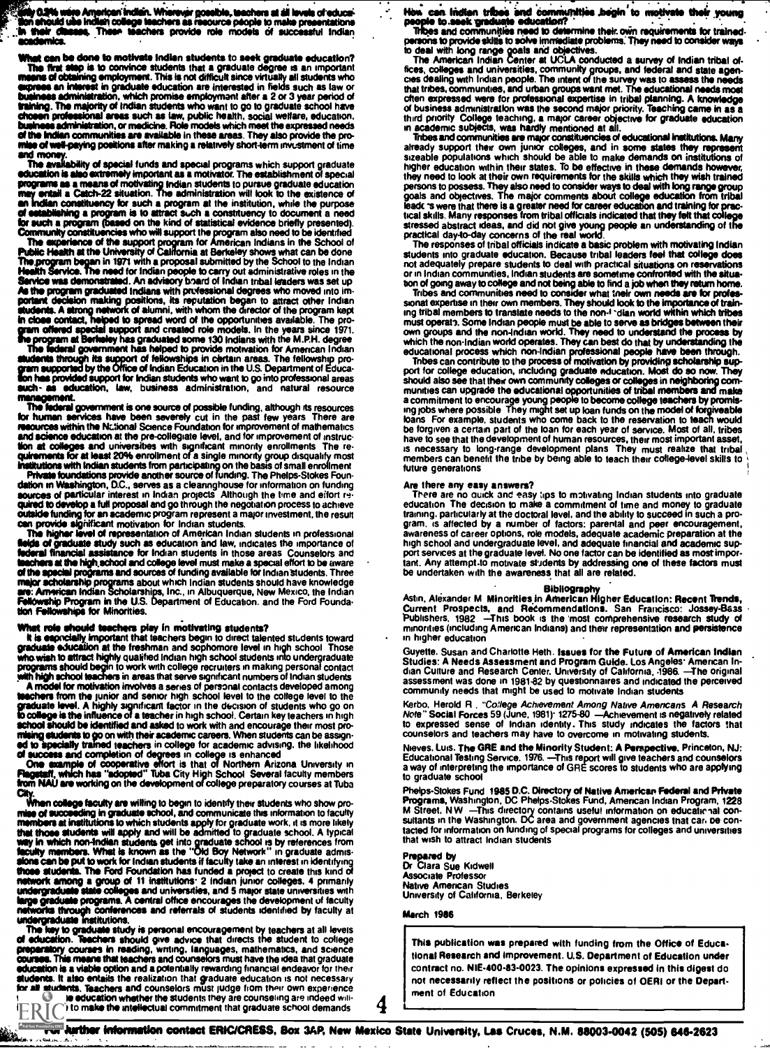only 0.2% were American Indian. Wherever possible, teachers at all levels of education should use Indian college teachers as resource people to make presentations in their classes. These teachers provide role models of successful Indian academics.

**What can be done to motivate Indian students to seek graduate education?**

The first step is to convince students that a graduate degree is an important means of obtaining employment. This is not difficult since virtually all students who express an interest in graduate education are interested in fields such as law or business administration, which promise employment after a 2 or 3 year period of training. The majority of Indian students who want to go to graduate school have chosen professional areas such as law, public health, social welfare, education, business administration, or medicine. Role models which meet the expressed needs of the Indian communities are available in these areas. They also provide the promise of well-paying positions after making a relatively short-term investment of time and money.

The availability of special funds and special programs which support graduate education is also extremely important as a motivator. The establishment of special programs as a means of motivating Indian students to pursue graduate education may entail a Catch-22 situation. The administration will look to the existence of an Indian constituency for such a program at the institution, while the purpose of establishing a program is to attract such a constituency to document a need for such a program (based on the kind of statistical evidence briefly presented). Community constituencies who will support the program also need to be identified.

The experience of the support program for American Indians in the School of Public Health at the University of California at Berkeley shows what can be done. The program began in 1971 with a proposal submitted by the School to the Indian Health Service. The need for Indian people to carry out administrative roles in the Service was demonstrated. An advisory board of Indian tribal leaders was set up. As the program graduated Indians with professional degrees who moved into important decision making positions, its reputation began to attract other Indian students. A strong network of alumni, with whom the director of the program kept in close contact, helped to spread word of the opportunities available. The program offered special support and created role models. In the years since 1971, the program at Berkeley has graduated some 130 Indians with the M.P.H. degree.

The federal government has helped to provide motivation for American Indian students through its support of fellowships in certain areas. The fellowship program supported by the Office of Indian Education in the U.S. Department of Education has provided support for Indian students who want to go into professional areas such as education, law, business administration, and natural resource management.

The federal government is one source of possible funding, although its resources for human services have been severely cut in the past few years. There are resources within the National Science Foundation for improvement of mathematics and science education at the pre-collegiate level, and for improvement of instruction at colleges and universities with significant minority enrollments. The requirements for at least 20% enrollment of a single minority group disqualify most institutions with Indian students from participating on the basis of small enrollment.

Private foundations provide another source of funding. The Phelps-Stokes Foundation in Washington, D.C., serves as a clearinghouse for information on funding sources of particular interest in Indian projects. Although the time and effort required to develop a full proposal and go through the negotiation process to achieve outside funding for an academic program represent a major investment, the result can provide significant motivation for Indian students.

The higher level of representation of American Indian students in professional fields of graduate study such as education and law, indicates the importance of federal financial assistance for Indian students in those areas. Counselors and teachers at the high school and college level must make a special effort to be aware of the special programs and sources of funding available for Indian students. Three major scholarship programs about which Indian students should have knowledge are: American Indian Scholarships, Inc., in Albuquerque, New Mexico, the Indian Fellowship Program in the U.S. Department of Education, and the Ford Foundation Fellowships for Minorities.

**What role should teachers play in motivating students?**

It is especially important that teachers begin to direct talented students toward graduate education at the freshman and sophomore level in high school. Those who wish to attract highly qualified Indian high school students into undergraduate programs should begin to work with college recruiters in making personal contact with high school teachers in areas that serve significant numbers of Indian students.

A model for motivation involves a series of personal contacts developed among teachers from the junior and senior high school level to the college level to the graduate level. A highly significant factor in the decision of students who go on to college is the influence of a teacher in high school. Certain key teachers in high school should be identified and asked to work with and encourage their most promising students to go on with their academic careers. When students can be assigned to specially trained teachers in college for academic advising, the likelihood of success and completion of degrees in college is enhanced.

One example of cooperative effort is that of Northern Arizona University in Flagstaff, which has "adopted" Tuba City High School. Several faculty members from NAU are working on the development of college preparatory courses at Tuba City.

When college faculty are willing to begin to identify their students who show promise of succeeding in graduate school, and communicate this information to faculty members at institutions to which students apply for graduate work, it is more likely that those students will apply and will be admitted to graduate school. A typical way in which non-Indian students get into graduate school is by references from faculty members. What is known as the "Old Boy Network" in graduate admissions can be put to work for Indian students if faculty take an interest in identifying those students. The Ford Foundation has funded a project to create this kind of network among a group of 11 institutions: 2 Indian junior colleges, 4 primarily undergraduate state colleges and universities, and 5 major state universities with large graduate programs. A central office encourages the development of faculty networks through conferences and referrals of students identified by faculty at undergraduate institutions.

The key to graduate study is personal encouragement by teachers at all levels of education. Teachers should give advice that directs the student to college preparatory courses in reading, writing, languages, mathematics, and science courses. This means that teachers and counselors must have the idea that graduate education is a viable option and a potentially rewarding financial endeavor for their students. It also entails the realization that graduate education is not necessary for all students. Teachers and counselors must judge from their own experience [...]e education whether the students they are counseling are indeed willi[ng] to make the intellectual commitment that graduate school demands.

**How can Indian tribes and communities begin to motivate their young people to seek graduate education?**

Tribes and communities need to determine their own requirements for trained persons to provide skills to solve immediate problems. They need to consider ways to deal with long range goals and objectives.

The American Indian Center at UCLA conducted a survey of Indian tribal offices, colleges and universities, community groups, and federal and state agencies dealing with Indian people. The intent of the survey was to assess the needs that tribes, communities, and urban groups want met. The educational needs most often expressed were for professional expertise in tribal planning. A knowledge of business administration was the second major priority. Teaching came in as a third priority. College teaching, a major career objective for graduate education in academic subjects, was hardly mentioned at all.

Tribes and communities are major constituencies of educational institutions. Many already support their own junior colleges, and in some states they represent sizeable populations which should be able to make demands on institutions of higher education within their states. To be effective in these demands however, they need to look at their own requirements for the skills which they wish trained persons to possess. They also need to consider ways to deal with long range group goals and objectives. The major comments about college education from tribal leaders were that there is a greater need for career education and training for practical skills. Many responses from tribal officials indicated that they felt that college stressed abstract ideas, and did not give young people an understanding of the practical day-to-day concerns of the real world.

The responses of tribal officials indicate a basic problem with motivating Indian students into graduate education. Because tribal leaders feel that college does not adequately prepare students to deal with practical situations on reservations or in Indian communities, Indian students are sometime confronted with the situation of going away to college and not being able to find a job when they return home.

Tribes and communities need to consider what their own needs are for professional expertise in their own members. They should look to the importance of training tribal members to translate needs to the non-Indian world within which tribes must operate. Some Indian people must be able to serve as bridges between their own groups and the non-Indian world. They need to understand the process by which the non-Indian world operates. They can best do that by understanding the educational process which non-Indian professional people have been through.

Tribes can contribute to the process of motivation by providing scholarship support for college education, including graduate education. Most do so now. They should also see that their own community colleges or colleges in neighboring communities can upgrade the educational opportunities of tribal members and make a commitment to encourage young people to become college teachers by promising jobs where possible. They might set up loan funds on the model of forgiveable loans. For example, students who come back to the reservation to teach would be forgiven a certain part of the loan for each year of service. Most of all, tribes have to see that the development of human resources, their most important asset, is necessary to long-range development plans. They must realize that tribal members can benefit the tribe by being able to teach their college-level skills to future generations.

**Are there any easy answers?**

There are no quick and easy tips to motivating Indian students into graduate education. The decision to make a commitment of time and money to graduate training, particularly at the doctoral level, and the ability to succeed in such a program, is affected by a number of factors: parental and peer encouragement, awareness of career options, role models, adequate academic preparation at the high school and undergraduate level, and adequate financial and academic support services at the graduate level. No one factor can be identified as most important. Any attempt to motivate students by addressing one of these factors must be undertaken with the awareness that all are related.

## Bibliography

Astin, Alexander M. **Minorities in American Higher Education: Recent Trends, Current Prospects, and Recommendations.** San Francisco: Jossey-Bass Publishers, 1982. —This book is the most comprehensive research study of minorities (including American Indians) and their representation and persistence in higher education.

Guyette, Susan and Charlotte Heth. **Issues for the Future of American Indian Studies: A Needs Assessment and Program Guide.** Los Angeles: American Indian Culture and Research Center, University of California, 1986. —The original assessment was done in 1981-82 by questionnaires and indicated the perceived community needs that might be used to motivate Indian students.

Kerbo, Herold R. *"College Achievement Among Native Americans: A Research Note"* **Social Forces** 59 (June, 1981): 1275-80. —Achievement is negatively related to expressed sense of Indian identity. This study indicates the factors that counselors and teachers may have to overcome in motivating students.

Nieves, Luis. **The GRE and the Minority Student: A Perspective.** Princeton, NJ: Educational Testing Service. 1976. —This report will give teachers and counselors a way of interpreting the importance of GRE scores to students who are applying to graduate school.

Phelps-Stokes Fund. **1985 D.C. Directory of Native American Federal and Private Programs,** Washington, DC: Phelps-Stokes Fund, American Indian Program, 1228 M Street, NW. —This directory contains useful information on educational consultants in the Washington, DC area and government agencies that can be contacted for information on funding of special programs for colleges and universities that wish to attract Indian students.

**Prepared by**
Dr. Clara Sue Kidwell
Associate Professor
Native American Studies
University of California, Berkeley

**March 1986**

**This publication was prepared with funding from the Office of Educational Research and Improvement, U.S. Department of Education under contract no. NIE-400-83-0023. The opinions expressed in this digest do not necessarily reflect the positions or policies of OERI or the Department of Education.**

**For further information contact ERIC/CRESS, Box 3AP, New Mexico State University, Las Cruces, N.M. 88003-0042 (505) 646-2623**